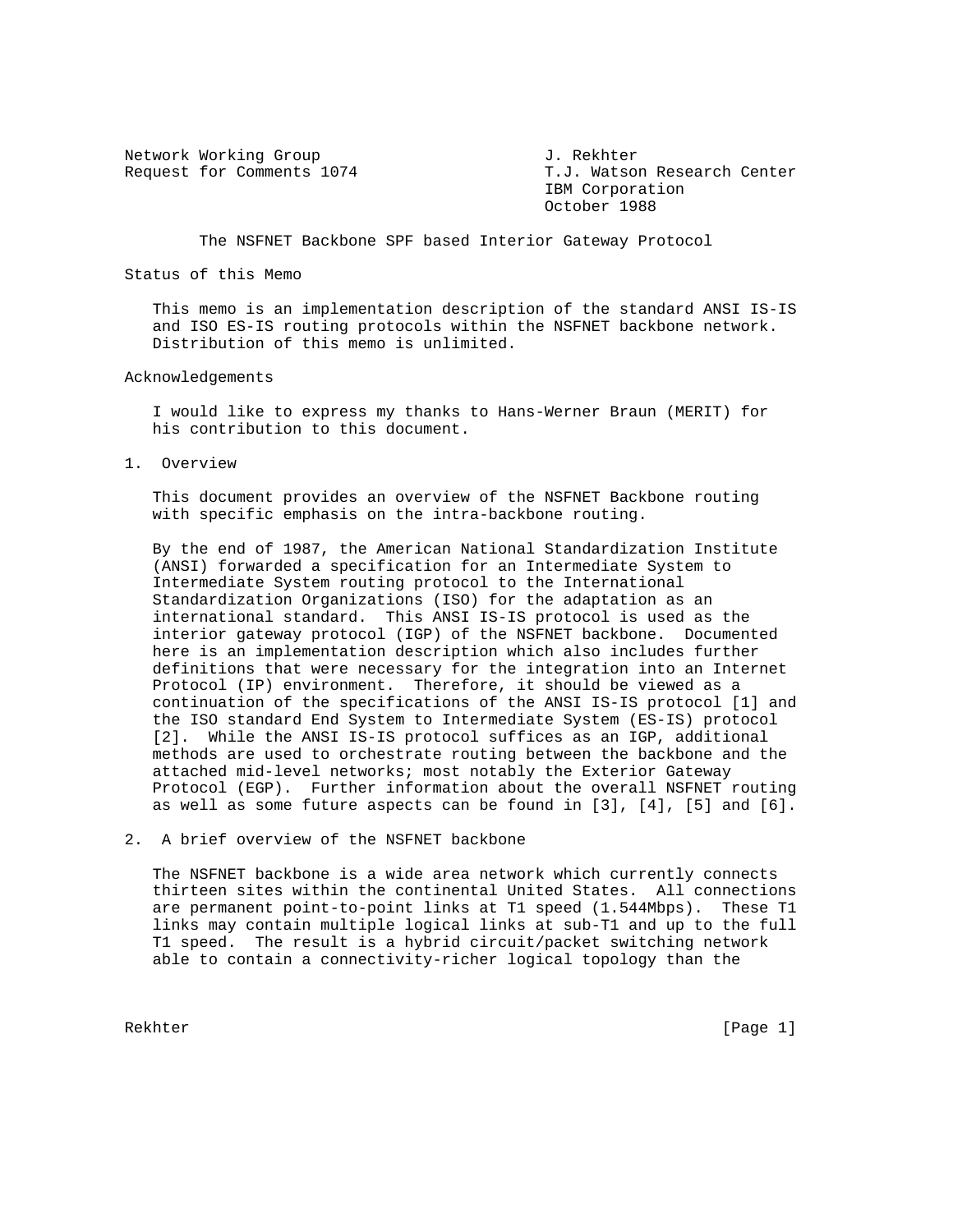Network Working Group J. Rekhter
Request for Comments 1074 T.J. Watson Research Center
IBM Corporation
October 1988

# The NSFNET Backbone SPF based Interior Gateway Protocol

## Status of this Memo

This memo is an implementation description of the standard ANSI IS-IS and ISO ES-IS routing protocols within the NSFNET backbone network. Distribution of this memo is unlimited.

## Acknowledgements

I would like to express my thanks to Hans-Werner Braun (MERIT) for his contribution to this document.

## 1. Overview

This document provides an overview of the NSFNET Backbone routing with specific emphasis on the intra-backbone routing.

By the end of 1987, the American National Standardization Institute (ANSI) forwarded a specification for an Intermediate System to Intermediate System routing protocol to the International Standardization Organizations (ISO) for the adaptation as an international standard. This ANSI IS-IS protocol is used as the interior gateway protocol (IGP) of the NSFNET backbone. Documented here is an implementation description which also includes further definitions that were necessary for the integration into an Internet Protocol (IP) environment. Therefore, it should be viewed as a continuation of the specifications of the ANSI IS-IS protocol [1] and the ISO standard End System to Intermediate System (ES-IS) protocol [2]. While the ANSI IS-IS protocol suffices as an IGP, additional methods are used to orchestrate routing between the backbone and the attached mid-level networks; most notably the Exterior Gateway Protocol (EGP). Further information about the overall NSFNET routing as well as some future aspects can be found in [3], [4], [5] and [6].

## 2. A brief overview of the NSFNET backbone

The NSFNET backbone is a wide area network which currently connects thirteen sites within the continental United States. All connections are permanent point-to-point links at T1 speed (1.544Mbps). These T1 links may contain multiple logical links at sub-T1 and up to the full T1 speed. The result is a hybrid circuit/packet switching network able to contain a connectivity-richer logical topology than the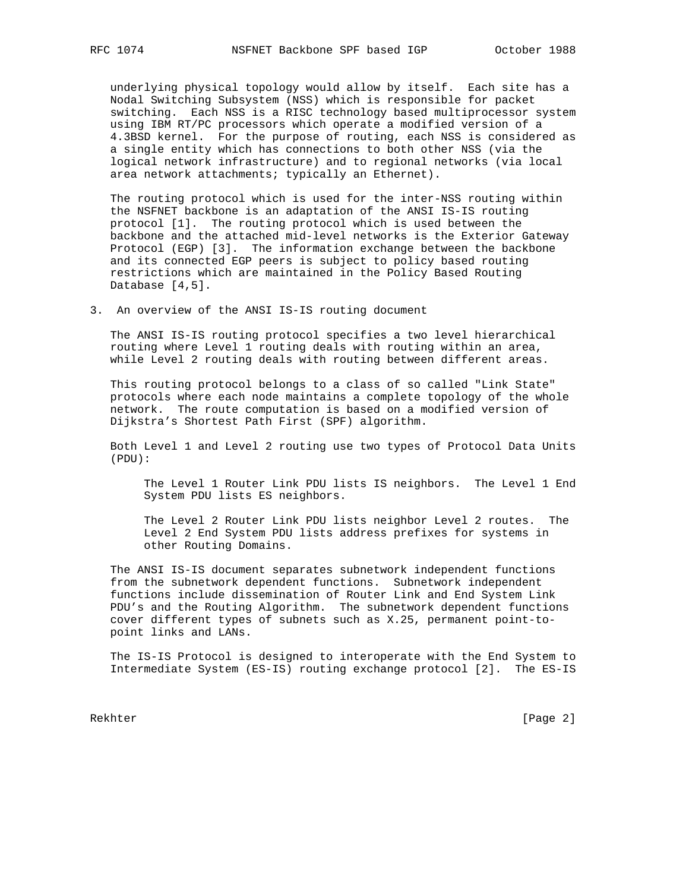underlying physical topology would allow by itself. Each site has a Nodal Switching Subsystem (NSS) which is responsible for packet switching. Each NSS is a RISC technology based multiprocessor system using IBM RT/PC processors which operate a modified version of a 4.3BSD kernel. For the purpose of routing, each NSS is considered as a single entity which has connections to both other NSS (via the logical network infrastructure) and to regional networks (via local area network attachments; typically an Ethernet).

The routing protocol which is used for the inter-NSS routing within the NSFNET backbone is an adaptation of the ANSI IS-IS routing protocol [1]. The routing protocol which is used between the backbone and the attached mid-level networks is the Exterior Gateway Protocol (EGP) [3]. The information exchange between the backbone and its connected EGP peers is subject to policy based routing restrictions which are maintained in the Policy Based Routing Database [4,5].

## 3. An overview of the ANSI IS-IS routing document

The ANSI IS-IS routing protocol specifies a two level hierarchical routing where Level 1 routing deals with routing within an area, while Level 2 routing deals with routing between different areas.

This routing protocol belongs to a class of so called "Link State" protocols where each node maintains a complete topology of the whole network. The route computation is based on a modified version of Dijkstra's Shortest Path First (SPF) algorithm.

Both Level 1 and Level 2 routing use two types of Protocol Data Units (PDU):

> The Level 1 Router Link PDU lists IS neighbors. The Level 1 End System PDU lists ES neighbors.
>
> The Level 2 Router Link PDU lists neighbor Level 2 routes. The Level 2 End System PDU lists address prefixes for systems in other Routing Domains.

The ANSI IS-IS document separates subnetwork independent functions from the subnetwork dependent functions. Subnetwork independent functions include dissemination of Router Link and End System Link PDU's and the Routing Algorithm. The subnetwork dependent functions cover different types of subnets such as X.25, permanent point-to-point links and LANs.

The IS-IS Protocol is designed to interoperate with the End System to Intermediate System (ES-IS) routing exchange protocol [2]. The ES-IS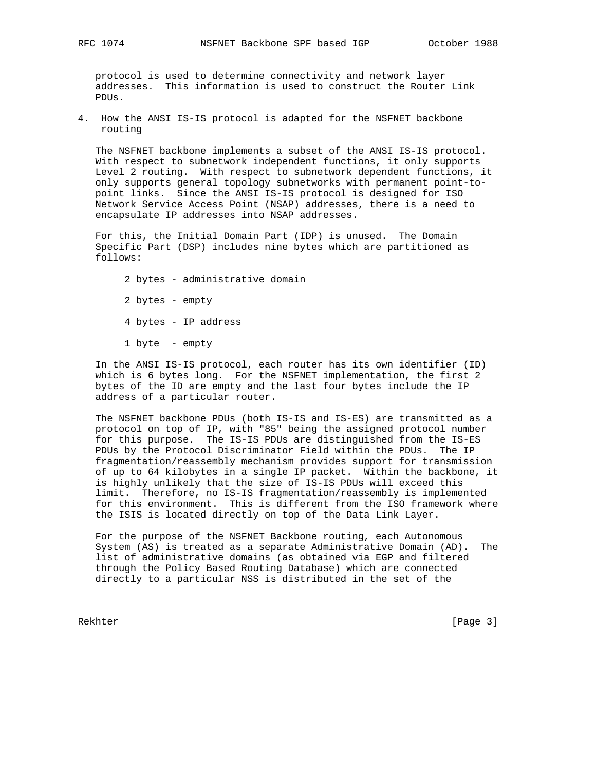protocol is used to determine connectivity and network layer addresses. This information is used to construct the Router Link PDUs.

## 4. How the ANSI IS-IS protocol is adapted for the NSFNET backbone routing

The NSFNET backbone implements a subset of the ANSI IS-IS protocol. With respect to subnetwork independent functions, it only supports Level 2 routing. With respect to subnetwork dependent functions, it only supports general topology subnetworks with permanent point-to-point links. Since the ANSI IS-IS protocol is designed for ISO Network Service Access Point (NSAP) addresses, there is a need to encapsulate IP addresses into NSAP addresses.

For this, the Initial Domain Part (IDP) is unused. The Domain Specific Part (DSP) includes nine bytes which are partitioned as follows:

- 2 bytes - administrative domain
- 2 bytes - empty
- 4 bytes - IP address
- 1 byte - empty

In the ANSI IS-IS protocol, each router has its own identifier (ID) which is 6 bytes long. For the NSFNET implementation, the first 2 bytes of the ID are empty and the last four bytes include the IP address of a particular router.

The NSFNET backbone PDUs (both IS-IS and IS-ES) are transmitted as a protocol on top of IP, with "85" being the assigned protocol number for this purpose. The IS-IS PDUs are distinguished from the IS-ES PDUs by the Protocol Discriminator Field within the PDUs. The IP fragmentation/reassembly mechanism provides support for transmission of up to 64 kilobytes in a single IP packet. Within the backbone, it is highly unlikely that the size of IS-IS PDUs will exceed this limit. Therefore, no IS-IS fragmentation/reassembly is implemented for this environment. This is different from the ISO framework where the ISIS is located directly on top of the Data Link Layer.

For the purpose of the NSFNET Backbone routing, each Autonomous System (AS) is treated as a separate Administrative Domain (AD). The list of administrative domains (as obtained via EGP and filtered through the Policy Based Routing Database) which are connected directly to a particular NSS is distributed in the set of the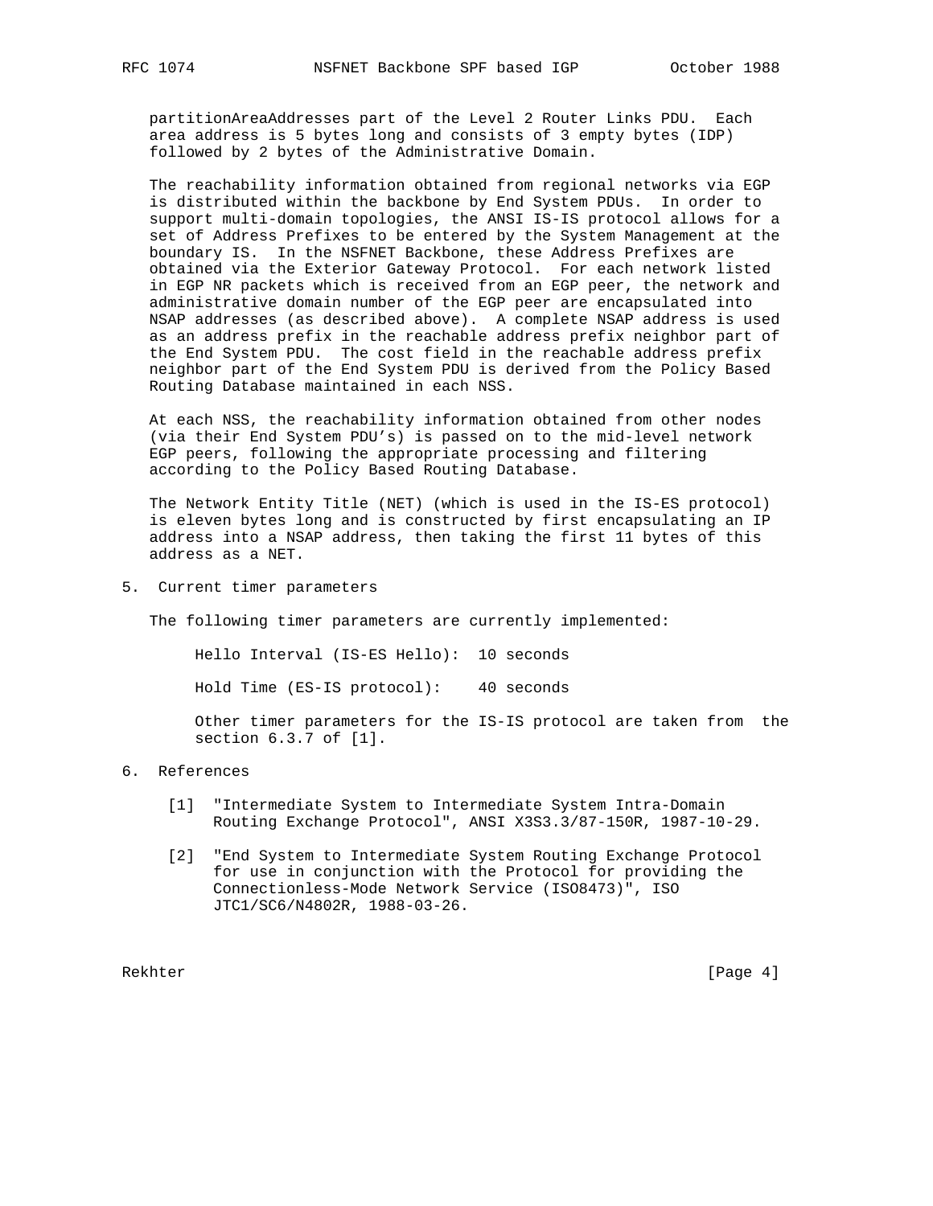partitionAreaAddresses part of the Level 2 Router Links PDU. Each area address is 5 bytes long and consists of 3 empty bytes (IDP) followed by 2 bytes of the Administrative Domain.

The reachability information obtained from regional networks via EGP is distributed within the backbone by End System PDUs. In order to support multi-domain topologies, the ANSI IS-IS protocol allows for a set of Address Prefixes to be entered by the System Management at the boundary IS. In the NSFNET Backbone, these Address Prefixes are obtained via the Exterior Gateway Protocol. For each network listed in EGP NR packets which is received from an EGP peer, the network and administrative domain number of the EGP peer are encapsulated into NSAP addresses (as described above). A complete NSAP address is used as an address prefix in the reachable address prefix neighbor part of the End System PDU. The cost field in the reachable address prefix neighbor part of the End System PDU is derived from the Policy Based Routing Database maintained in each NSS.

At each NSS, the reachability information obtained from other nodes (via their End System PDU's) is passed on to the mid-level network EGP peers, following the appropriate processing and filtering according to the Policy Based Routing Database.

The Network Entity Title (NET) (which is used in the IS-ES protocol) is eleven bytes long and is constructed by first encapsulating an IP address into a NSAP address, then taking the first 11 bytes of this address as a NET.

## 5. Current timer parameters

The following timer parameters are currently implemented:

Hello Interval (IS-ES Hello): 10 seconds

Hold Time (ES-IS protocol): 40 seconds

Other timer parameters for the IS-IS protocol are taken from the section 6.3.7 of [1].

## 6. References

[1] "Intermediate System to Intermediate System Intra-Domain Routing Exchange Protocol", ANSI X3S3.3/87-150R, 1987-10-29.

[2] "End System to Intermediate System Routing Exchange Protocol for use in conjunction with the Protocol for providing the Connectionless-Mode Network Service (ISO8473)", ISO JTC1/SC6/N4802R, 1988-03-26.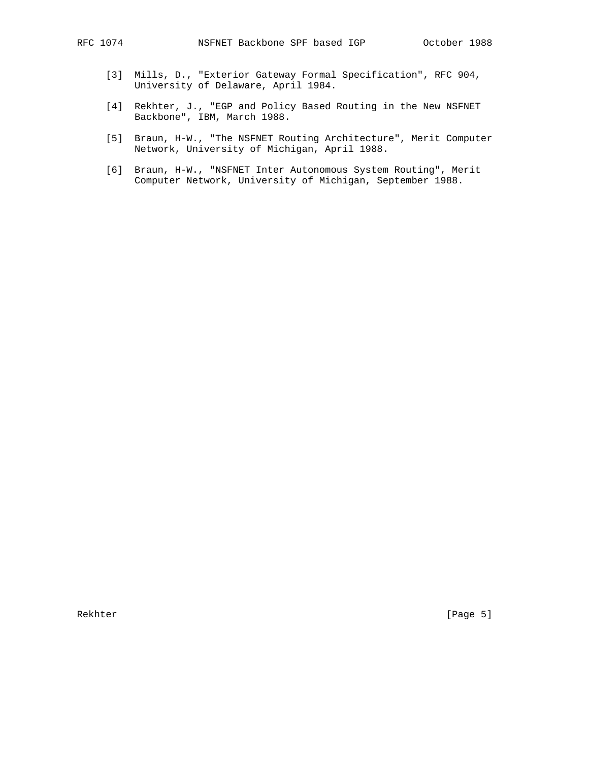[3]  Mills, D., "Exterior Gateway Formal Specification", RFC 904, University of Delaware, April 1984.

[4]  Rekhter, J., "EGP and Policy Based Routing in the New NSFNET Backbone", IBM, March 1988.

[5]  Braun, H-W., "The NSFNET Routing Architecture", Merit Computer Network, University of Michigan, April 1988.

[6]  Braun, H-W., "NSFNET Inter Autonomous System Routing", Merit Computer Network, University of Michigan, September 1988.